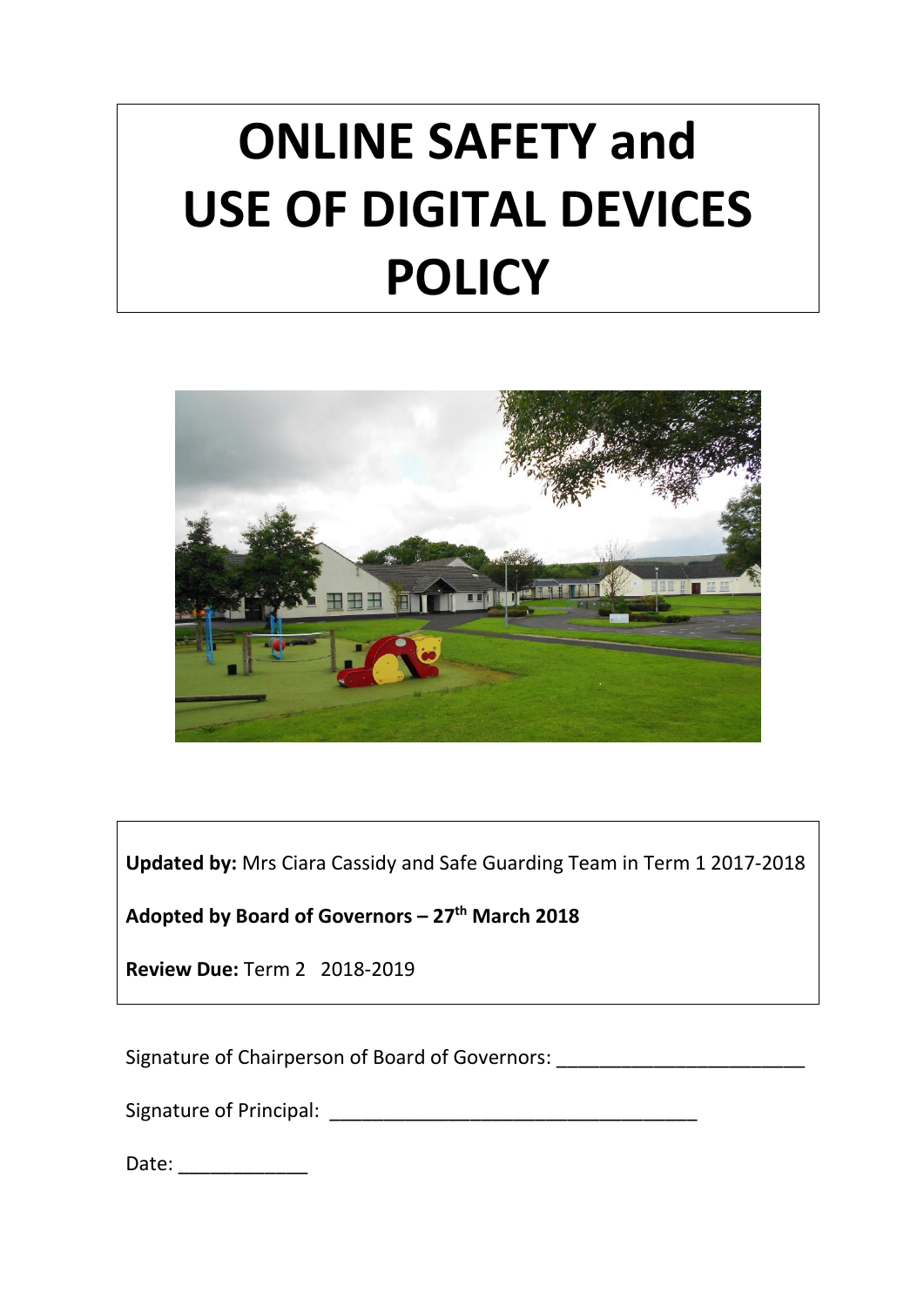# ONLINE SAFETY and USE OF DIGITAL DEVICES POLICY

**Updated by:** Mrs Ciara Cassidy and Safe Guarding Team in Term 1 2017-2018

**Adopted by Board of Governors – 27th March 2018**

**Review Due:** Term 2 2018-2019

Signature of Chairperson of Board of Governors: ______________________

Signature of Principal: ________________________________

Date: ___________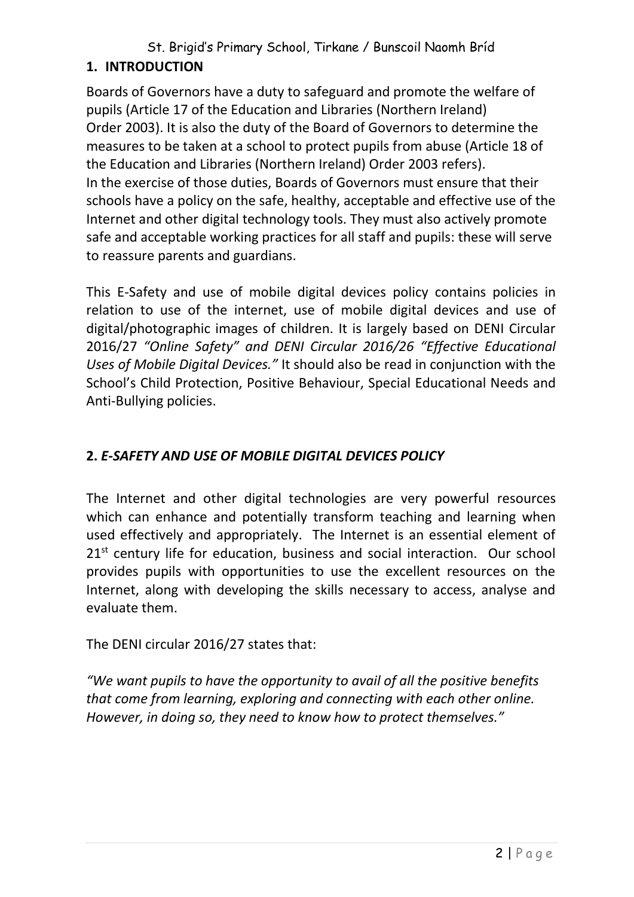## 1. INTRODUCTION

Boards of Governors have a duty to safeguard and promote the welfare of pupils (Article 17 of the Education and Libraries (Northern Ireland) Order 2003). It is also the duty of the Board of Governors to determine the measures to be taken at a school to protect pupils from abuse (Article 18 of the Education and Libraries (Northern Ireland) Order 2003 refers).
In the exercise of those duties, Boards of Governors must ensure that their schools have a policy on the safe, healthy, acceptable and effective use of the Internet and other digital technology tools. They must also actively promote safe and acceptable working practices for all staff and pupils: these will serve to reassure parents and guardians.

This E-Safety and use of mobile digital devices policy contains policies in relation to use of the internet, use of mobile digital devices and use of digital/photographic images of children. It is largely based on DENI Circular 2016/27 *"Online Safety" and DENI Circular 2016/26 "Effective Educational Uses of Mobile Digital Devices."* It should also be read in conjunction with the School's Child Protection, Positive Behaviour, Special Educational Needs and Anti-Bullying policies.

## 2. *E-SAFETY AND USE OF MOBILE DIGITAL DEVICES POLICY*

The Internet and other digital technologies are very powerful resources which can enhance and potentially transform teaching and learning when used effectively and appropriately. The Internet is an essential element of 21st century life for education, business and social interaction. Our school provides pupils with opportunities to use the excellent resources on the Internet, along with developing the skills necessary to access, analyse and evaluate them.

The DENI circular 2016/27 states that:

*"We want pupils to have the opportunity to avail of all the positive benefits that come from learning, exploring and connecting with each other online. However, in doing so, they need to know how to protect themselves."*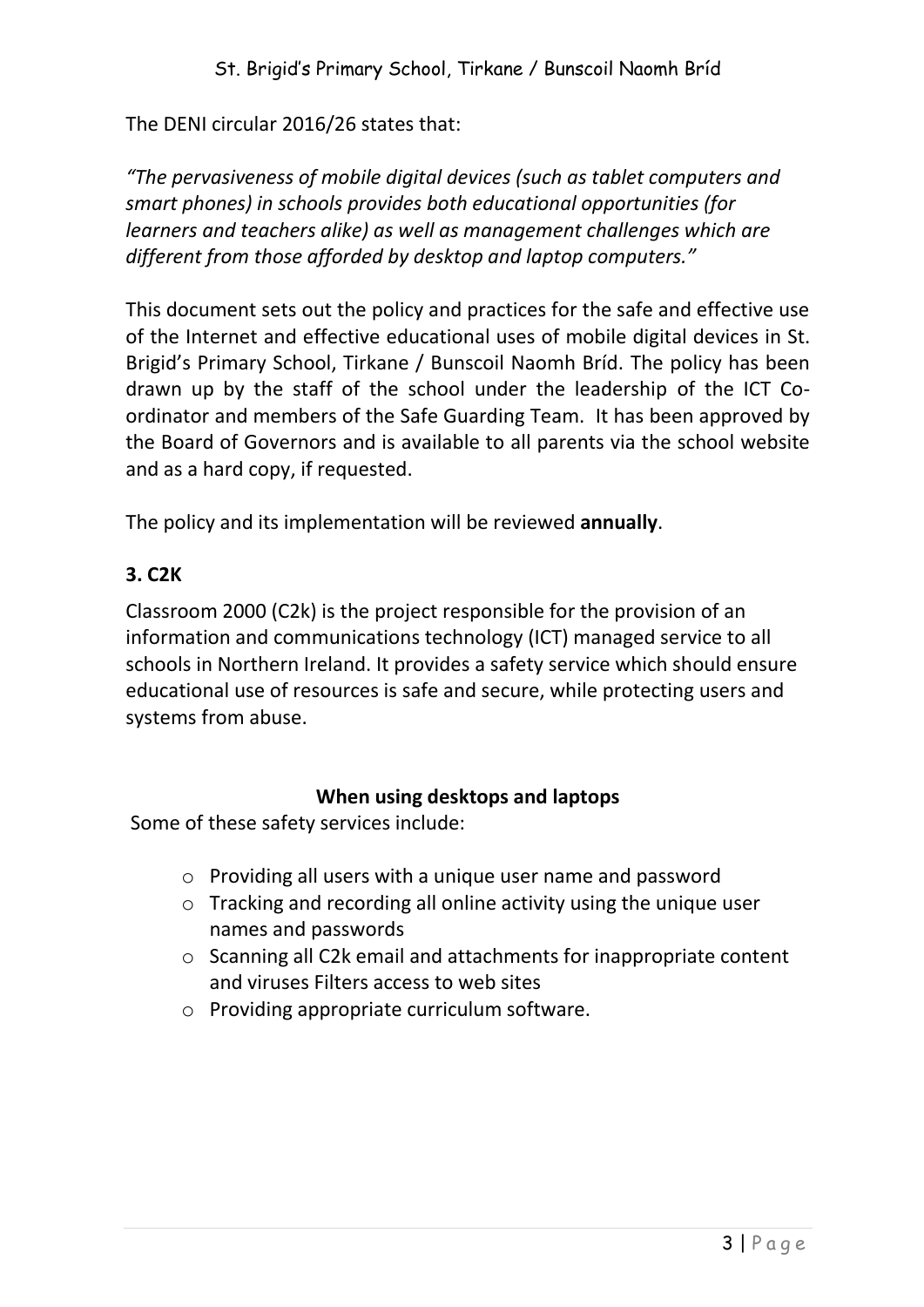The DENI circular 2016/26 states that:

*"The pervasiveness of mobile digital devices (such as tablet computers and smart phones) in schools provides both educational opportunities (for learners and teachers alike) as well as management challenges which are different from those afforded by desktop and laptop computers."*

This document sets out the policy and practices for the safe and effective use of the Internet and effective educational uses of mobile digital devices in St. Brigid's Primary School, Tirkane / Bunscoil Naomh Bríd. The policy has been drawn up by the staff of the school under the leadership of the ICT Co-ordinator and members of the Safe Guarding Team. It has been approved by the Board of Governors and is available to all parents via the school website and as a hard copy, if requested.

The policy and its implementation will be reviewed **annually**.

### 3. C2K

Classroom 2000 (C2k) is the project responsible for the provision of an information and communications technology (ICT) managed service to all schools in Northern Ireland. It provides a safety service which should ensure educational use of resources is safe and secure, while protecting users and systems from abuse.

**When using desktops and laptops**

Some of these safety services include:

- Providing all users with a unique user name and password
- Tracking and recording all online activity using the unique user names and passwords
- Scanning all C2k email and attachments for inappropriate content and viruses Filters access to web sites
- Providing appropriate curriculum software.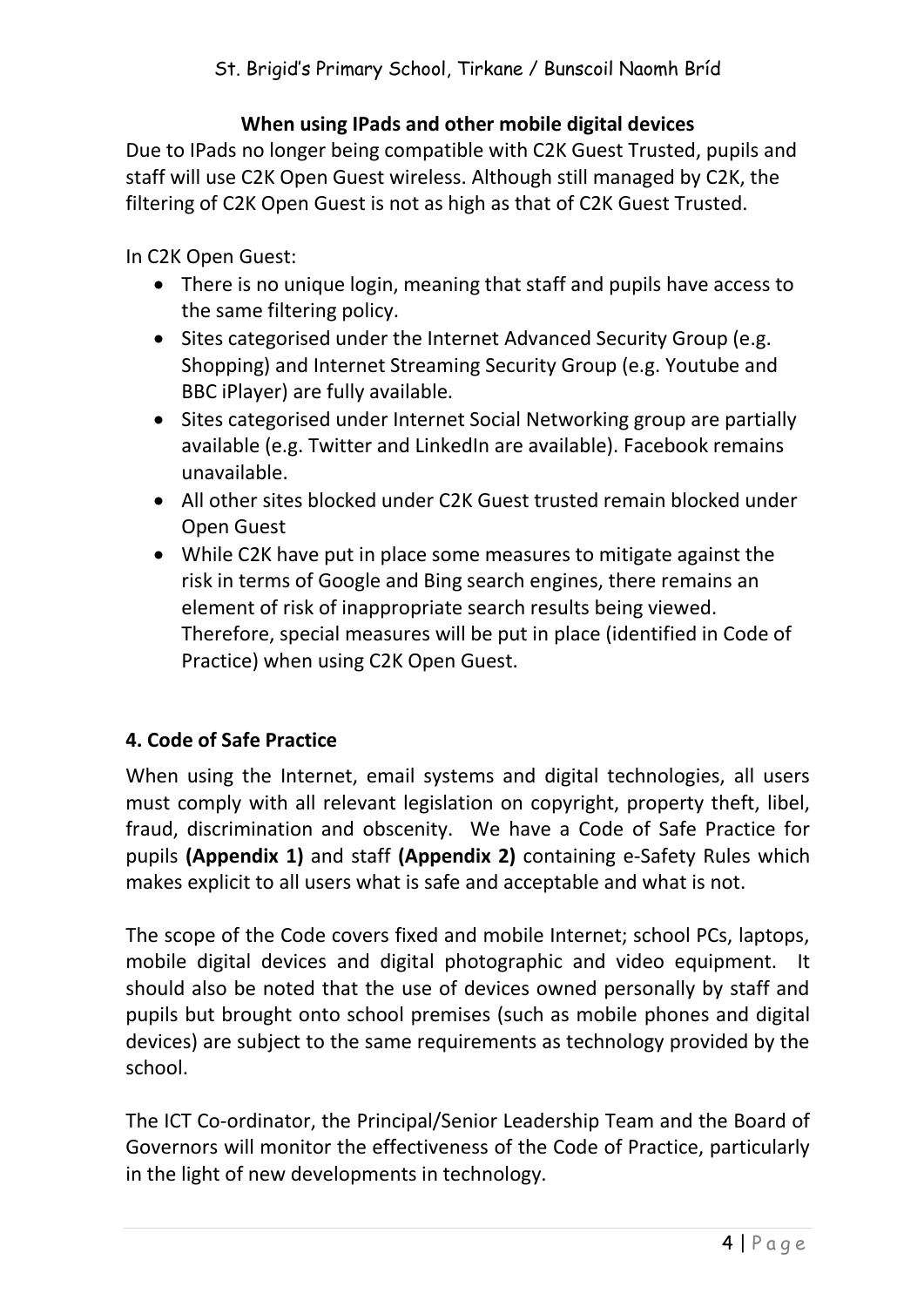**When using IPads and other mobile digital devices**

Due to IPads no longer being compatible with C2K Guest Trusted, pupils and staff will use C2K Open Guest wireless. Although still managed by C2K, the filtering of C2K Open Guest is not as high as that of C2K Guest Trusted.

In C2K Open Guest:

- There is no unique login, meaning that staff and pupils have access to the same filtering policy.
- Sites categorised under the Internet Advanced Security Group (e.g. Shopping) and Internet Streaming Security Group (e.g. Youtube and BBC iPlayer) are fully available.
- Sites categorised under Internet Social Networking group are partially available (e.g. Twitter and LinkedIn are available). Facebook remains unavailable.
- All other sites blocked under C2K Guest trusted remain blocked under Open Guest
- While C2K have put in place some measures to mitigate against the risk in terms of Google and Bing search engines, there remains an element of risk of inappropriate search results being viewed. Therefore, special measures will be put in place (identified in Code of Practice) when using C2K Open Guest.

## 4. Code of Safe Practice

When using the Internet, email systems and digital technologies, all users must comply with all relevant legislation on copyright, property theft, libel, fraud, discrimination and obscenity. We have a Code of Safe Practice for pupils **(Appendix 1)** and staff **(Appendix 2)** containing e-Safety Rules which makes explicit to all users what is safe and acceptable and what is not.

The scope of the Code covers fixed and mobile Internet; school PCs, laptops, mobile digital devices and digital photographic and video equipment. It should also be noted that the use of devices owned personally by staff and pupils but brought onto school premises (such as mobile phones and digital devices) are subject to the same requirements as technology provided by the school.

The ICT Co-ordinator, the Principal/Senior Leadership Team and the Board of Governors will monitor the effectiveness of the Code of Practice, particularly in the light of new developments in technology.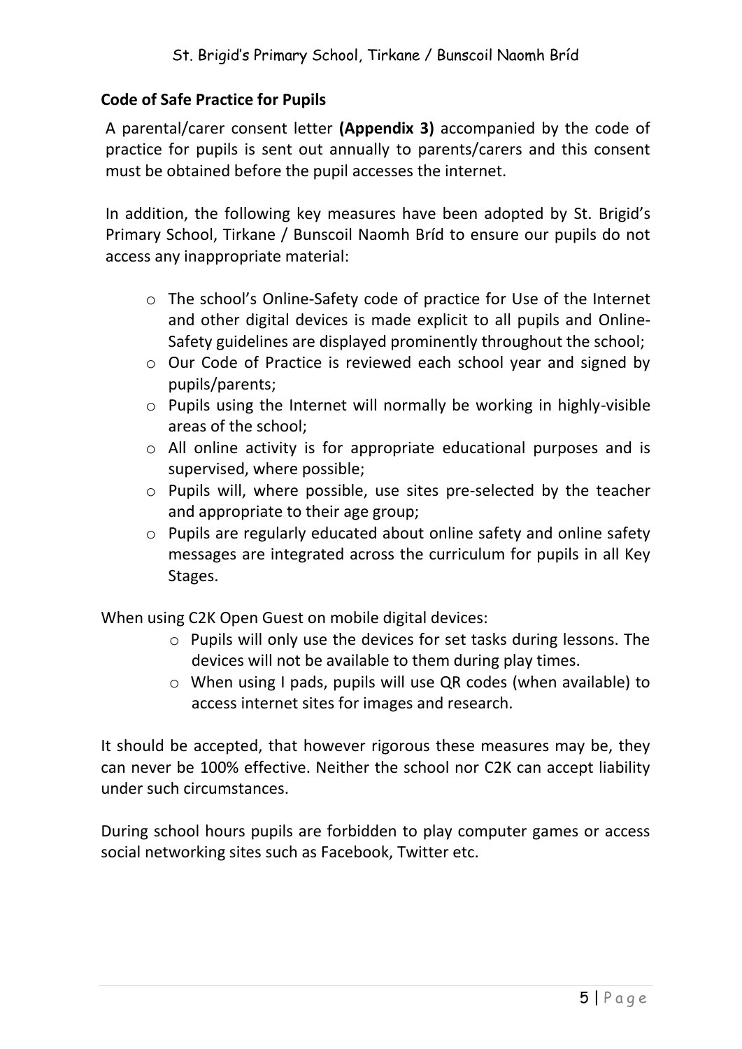**Code of Safe Practice for Pupils**

A parental/carer consent letter **(Appendix 3)** accompanied by the code of practice for pupils is sent out annually to parents/carers and this consent must be obtained before the pupil accesses the internet.

In addition, the following key measures have been adopted by St. Brigid's Primary School, Tirkane / Bunscoil Naomh Bríd to ensure our pupils do not access any inappropriate material:

- The school's Online-Safety code of practice for Use of the Internet and other digital devices is made explicit to all pupils and Online-Safety guidelines are displayed prominently throughout the school;
- Our Code of Practice is reviewed each school year and signed by pupils/parents;
- Pupils using the Internet will normally be working in highly-visible areas of the school;
- All online activity is for appropriate educational purposes and is supervised, where possible;
- Pupils will, where possible, use sites pre-selected by the teacher and appropriate to their age group;
- Pupils are regularly educated about online safety and online safety messages are integrated across the curriculum for pupils in all Key Stages.

When using C2K Open Guest on mobile digital devices:

- Pupils will only use the devices for set tasks during lessons. The devices will not be available to them during play times.
- When using I pads, pupils will use QR codes (when available) to access internet sites for images and research.

It should be accepted, that however rigorous these measures may be, they can never be 100% effective. Neither the school nor C2K can accept liability under such circumstances.

During school hours pupils are forbidden to play computer games or access social networking sites such as Facebook, Twitter etc.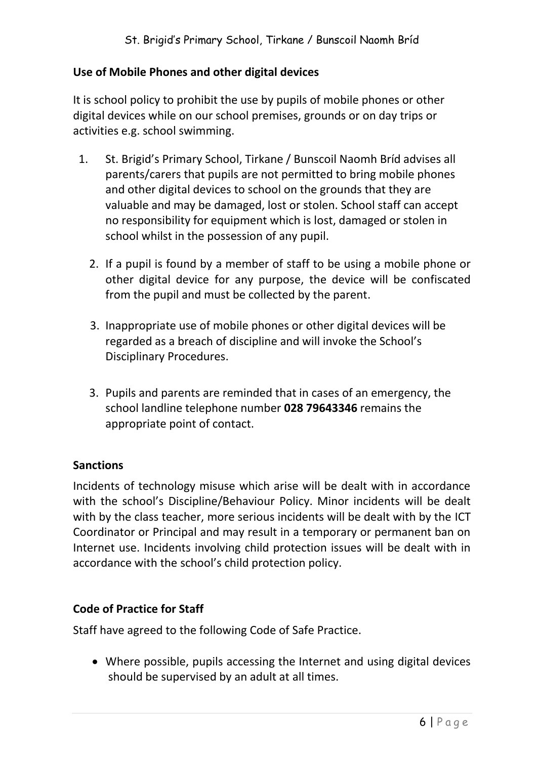## Use of Mobile Phones and other digital devices

It is school policy to prohibit the use by pupils of mobile phones or other digital devices while on our school premises, grounds or on day trips or activities e.g. school swimming.

1. St. Brigid's Primary School, Tirkane / Bunscoil Naomh Bríd advises all parents/carers that pupils are not permitted to bring mobile phones and other digital devices to school on the grounds that they are valuable and may be damaged, lost or stolen. School staff can accept no responsibility for equipment which is lost, damaged or stolen in school whilst in the possession of any pupil.

2. If a pupil is found by a member of staff to be using a mobile phone or other digital device for any purpose, the device will be confiscated from the pupil and must be collected by the parent.

3. Inappropriate use of mobile phones or other digital devices will be regarded as a breach of discipline and will invoke the School's Disciplinary Procedures.

3. Pupils and parents are reminded that in cases of an emergency, the school landline telephone number **028 79643346** remains the appropriate point of contact.

## Sanctions

Incidents of technology misuse which arise will be dealt with in accordance with the school's Discipline/Behaviour Policy. Minor incidents will be dealt with by the class teacher, more serious incidents will be dealt with by the ICT Coordinator or Principal and may result in a temporary or permanent ban on Internet use. Incidents involving child protection issues will be dealt with in accordance with the school's child protection policy.

## Code of Practice for Staff

Staff have agreed to the following Code of Safe Practice.

- Where possible, pupils accessing the Internet and using digital devices should be supervised by an adult at all times.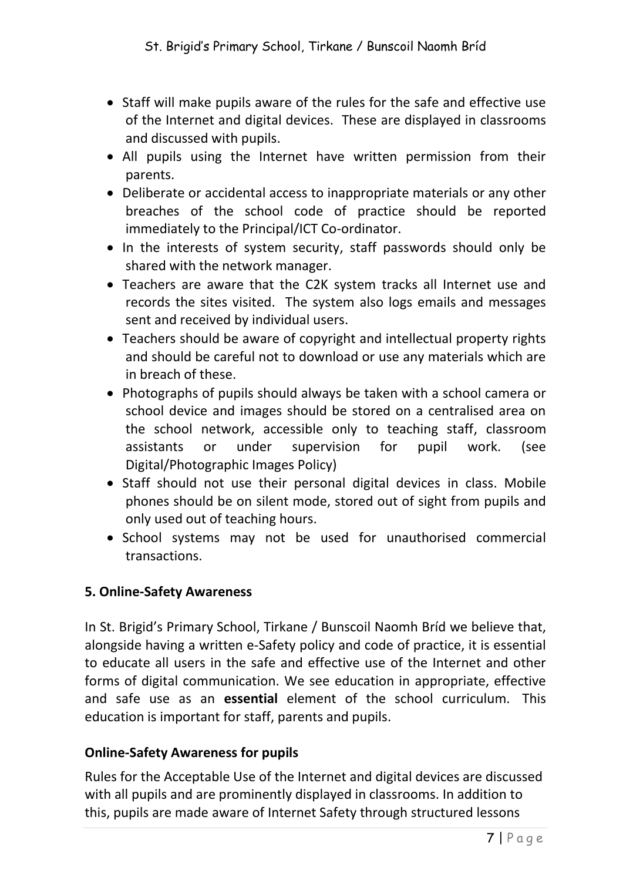- Staff will make pupils aware of the rules for the safe and effective use of the Internet and digital devices. These are displayed in classrooms and discussed with pupils.
- All pupils using the Internet have written permission from their parents.
- Deliberate or accidental access to inappropriate materials or any other breaches of the school code of practice should be reported immediately to the Principal/ICT Co-ordinator.
- In the interests of system security, staff passwords should only be shared with the network manager.
- Teachers are aware that the C2K system tracks all Internet use and records the sites visited. The system also logs emails and messages sent and received by individual users.
- Teachers should be aware of copyright and intellectual property rights and should be careful not to download or use any materials which are in breach of these.
- Photographs of pupils should always be taken with a school camera or school device and images should be stored on a centralised area on the school network, accessible only to teaching staff, classroom assistants or under supervision for pupil work. (see Digital/Photographic Images Policy)
- Staff should not use their personal digital devices in class. Mobile phones should be on silent mode, stored out of sight from pupils and only used out of teaching hours.
- School systems may not be used for unauthorised commercial transactions.

## 5. Online-Safety Awareness

In St. Brigid's Primary School, Tirkane / Bunscoil Naomh Bríd we believe that, alongside having a written e-Safety policy and code of practice, it is essential to educate all users in the safe and effective use of the Internet and other forms of digital communication. We see education in appropriate, effective and safe use as an **essential** element of the school curriculum. This education is important for staff, parents and pupils.

### Online-Safety Awareness for pupils

Rules for the Acceptable Use of the Internet and digital devices are discussed with all pupils and are prominently displayed in classrooms. In addition to this, pupils are made aware of Internet Safety through structured lessons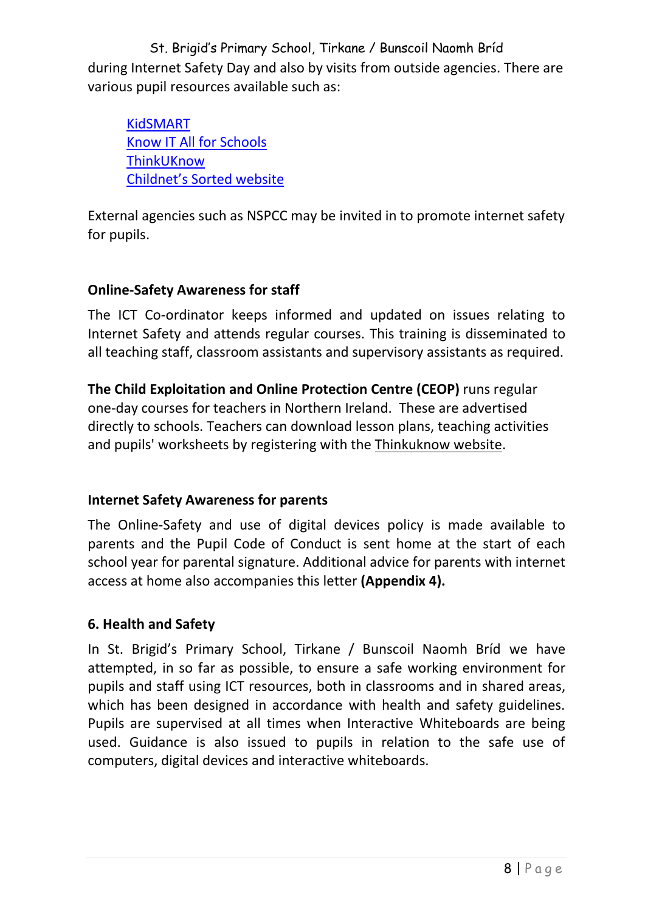during Internet Safety Day and also by visits from outside agencies. There are various pupil resources available such as:

- KidSMART
- Know IT All for Schools
- ThinkUKnow
- Childnet's Sorted website

External agencies such as NSPCC may be invited in to promote internet safety for pupils.

**Online-Safety Awareness for staff**

The ICT Co-ordinator keeps informed and updated on issues relating to Internet Safety and attends regular courses. This training is disseminated to all teaching staff, classroom assistants and supervisory assistants as required.

**The Child Exploitation and Online Protection Centre (CEOP)** runs regular one-day courses for teachers in Northern Ireland. These are advertised directly to schools. Teachers can download lesson plans, teaching activities and pupils' worksheets by registering with the Thinkuknow website.

**Internet Safety Awareness for parents**

The Online-Safety and use of digital devices policy is made available to parents and the Pupil Code of Conduct is sent home at the start of each school year for parental signature. Additional advice for parents with internet access at home also accompanies this letter **(Appendix 4).**

**6. Health and Safety**

In St. Brigid's Primary School, Tirkane / Bunscoil Naomh Bríd we have attempted, in so far as possible, to ensure a safe working environment for pupils and staff using ICT resources, both in classrooms and in shared areas, which has been designed in accordance with health and safety guidelines. Pupils are supervised at all times when Interactive Whiteboards are being used. Guidance is also issued to pupils in relation to the safe use of computers, digital devices and interactive whiteboards.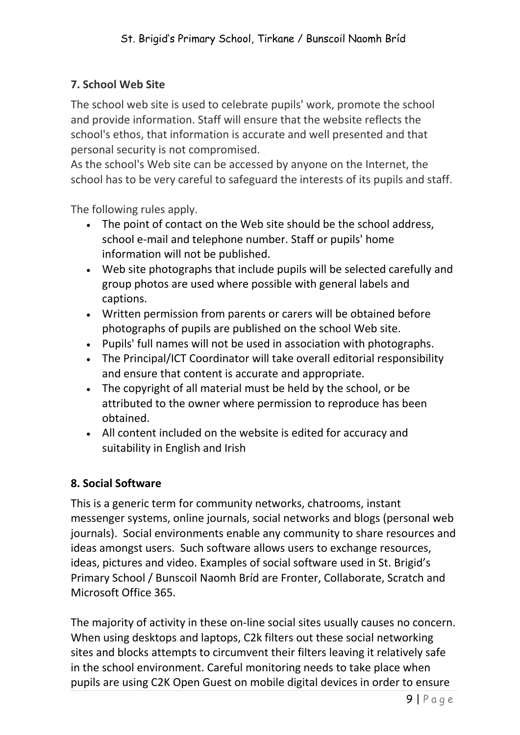## 7. School Web Site

The school web site is used to celebrate pupils' work, promote the school and provide information. Staff will ensure that the website reflects the school's ethos, that information is accurate and well presented and that personal security is not compromised.
As the school's Web site can be accessed by anyone on the Internet, the school has to be very careful to safeguard the interests of its pupils and staff.

The following rules apply.

- The point of contact on the Web site should be the school address, school e-mail and telephone number. Staff or pupils' home information will not be published.
- Web site photographs that include pupils will be selected carefully and group photos are used where possible with general labels and captions.
- Written permission from parents or carers will be obtained before photographs of pupils are published on the school Web site.
- Pupils' full names will not be used in association with photographs.
- The Principal/ICT Coordinator will take overall editorial responsibility and ensure that content is accurate and appropriate.
- The copyright of all material must be held by the school, or be attributed to the owner where permission to reproduce has been obtained.
- All content included on the website is edited for accuracy and suitability in English and Irish

## 8. Social Software

This is a generic term for community networks, chatrooms, instant messenger systems, online journals, social networks and blogs (personal web journals). Social environments enable any community to share resources and ideas amongst users. Such software allows users to exchange resources, ideas, pictures and video. Examples of social software used in St. Brigid's Primary School / Bunscoil Naomh Bríd are Fronter, Collaborate, Scratch and Microsoft Office 365.

The majority of activity in these on-line social sites usually causes no concern. When using desktops and laptops, C2k filters out these social networking sites and blocks attempts to circumvent their filters leaving it relatively safe in the school environment. Careful monitoring needs to take place when pupils are using C2K Open Guest on mobile digital devices in order to ensure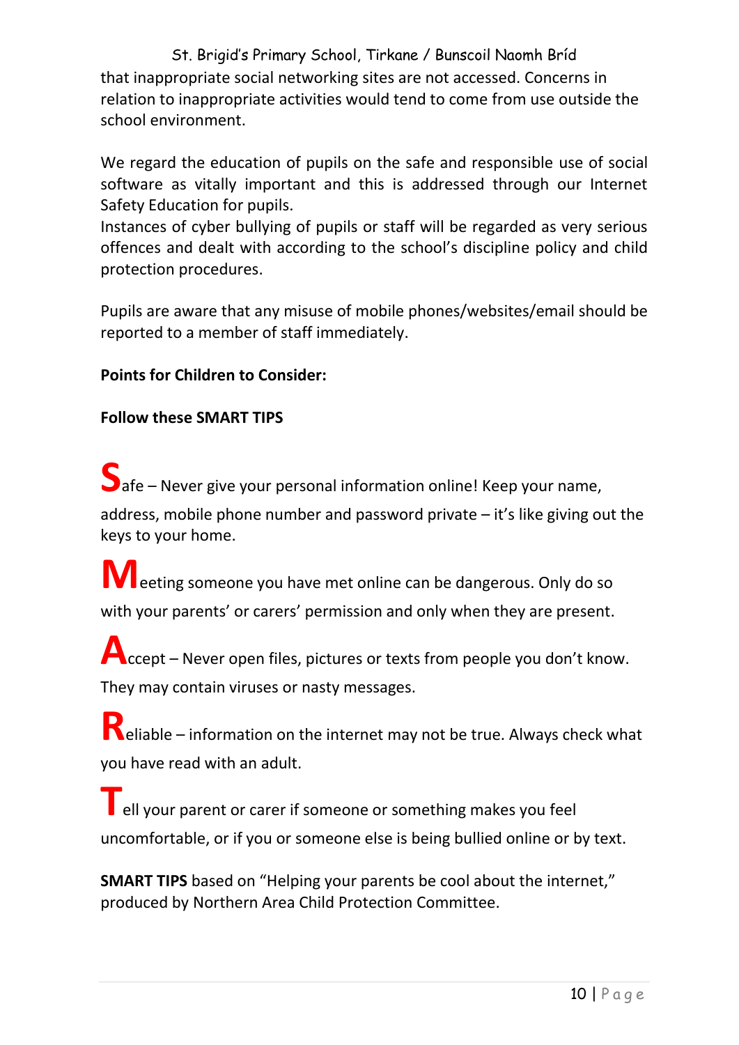that inappropriate social networking sites are not accessed. Concerns in relation to inappropriate activities would tend to come from use outside the school environment.

We regard the education of pupils on the safe and responsible use of social software as vitally important and this is addressed through our Internet Safety Education for pupils.
Instances of cyber bullying of pupils or staff will be regarded as very serious offences and dealt with according to the school's discipline policy and child protection procedures.

Pupils are aware that any misuse of mobile phones/websites/email should be reported to a member of staff immediately.

**Points for Children to Consider:**

**Follow these SMART TIPS**

**S**afe – Never give your personal information online! Keep your name, address, mobile phone number and password private – it's like giving out the keys to your home.

**M**eeting someone you have met online can be dangerous. Only do so with your parents' or carers' permission and only when they are present.

**A**ccept – Never open files, pictures or texts from people you don't know. They may contain viruses or nasty messages.

**R**eliable – information on the internet may not be true. Always check what you have read with an adult.

**T**ell your parent or carer if someone or something makes you feel uncomfortable, or if you or someone else is being bullied online or by text.

**SMART TIPS** based on "Helping your parents be cool about the internet," produced by Northern Area Child Protection Committee.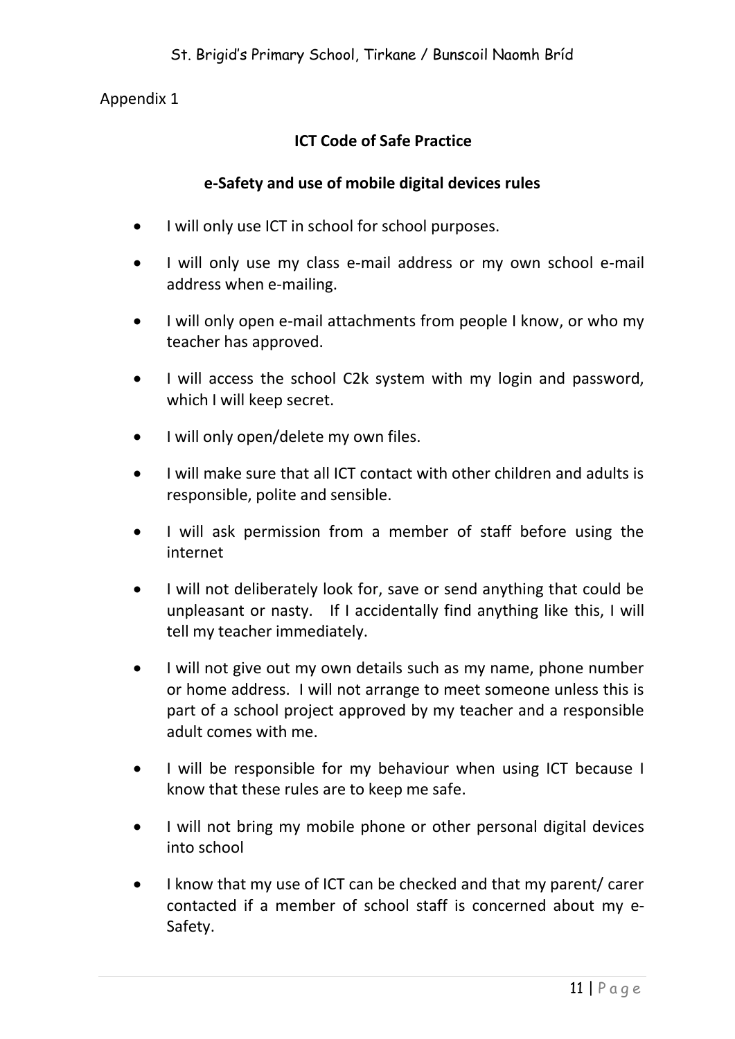Appendix 1

## ICT Code of Safe Practice

### e-Safety and use of mobile digital devices rules

- I will only use ICT in school for school purposes.
- I will only use my class e-mail address or my own school e-mail address when e-mailing.
- I will only open e-mail attachments from people I know, or who my teacher has approved.
- I will access the school C2k system with my login and password, which I will keep secret.
- I will only open/delete my own files.
- I will make sure that all ICT contact with other children and adults is responsible, polite and sensible.
- I will ask permission from a member of staff before using the internet
- I will not deliberately look for, save or send anything that could be unpleasant or nasty. If I accidentally find anything like this, I will tell my teacher immediately.
- I will not give out my own details such as my name, phone number or home address. I will not arrange to meet someone unless this is part of a school project approved by my teacher and a responsible adult comes with me.
- I will be responsible for my behaviour when using ICT because I know that these rules are to keep me safe.
- I will not bring my mobile phone or other personal digital devices into school
- I know that my use of ICT can be checked and that my parent/ carer contacted if a member of school staff is concerned about my e-Safety.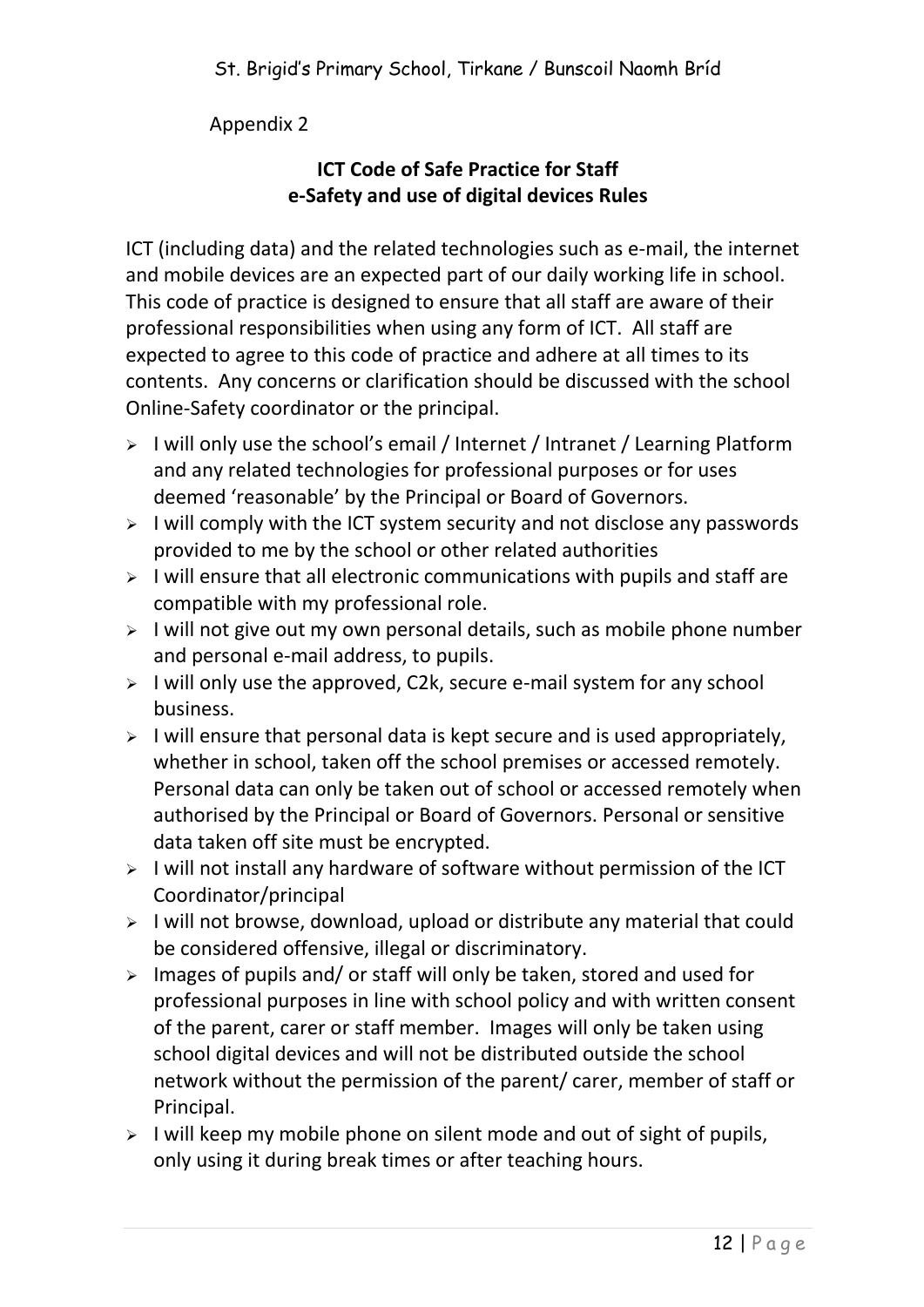Appendix 2

## ICT Code of Safe Practice for Staff
## e-Safety and use of digital devices Rules

ICT (including data) and the related technologies such as e-mail, the internet and mobile devices are an expected part of our daily working life in school. This code of practice is designed to ensure that all staff are aware of their professional responsibilities when using any form of ICT. All staff are expected to agree to this code of practice and adhere at all times to its contents. Any concerns or clarification should be discussed with the school Online-Safety coordinator or the principal.

- I will only use the school's email / Internet / Intranet / Learning Platform and any related technologies for professional purposes or for uses deemed 'reasonable' by the Principal or Board of Governors.
- I will comply with the ICT system security and not disclose any passwords provided to me by the school or other related authorities
- I will ensure that all electronic communications with pupils and staff are compatible with my professional role.
- I will not give out my own personal details, such as mobile phone number and personal e-mail address, to pupils.
- I will only use the approved, C2k, secure e-mail system for any school business.
- I will ensure that personal data is kept secure and is used appropriately, whether in school, taken off the school premises or accessed remotely. Personal data can only be taken out of school or accessed remotely when authorised by the Principal or Board of Governors. Personal or sensitive data taken off site must be encrypted.
- I will not install any hardware of software without permission of the ICT Coordinator/principal
- I will not browse, download, upload or distribute any material that could be considered offensive, illegal or discriminatory.
- Images of pupils and/ or staff will only be taken, stored and used for professional purposes in line with school policy and with written consent of the parent, carer or staff member. Images will only be taken using school digital devices and will not be distributed outside the school network without the permission of the parent/ carer, member of staff or Principal.
- I will keep my mobile phone on silent mode and out of sight of pupils, only using it during break times or after teaching hours.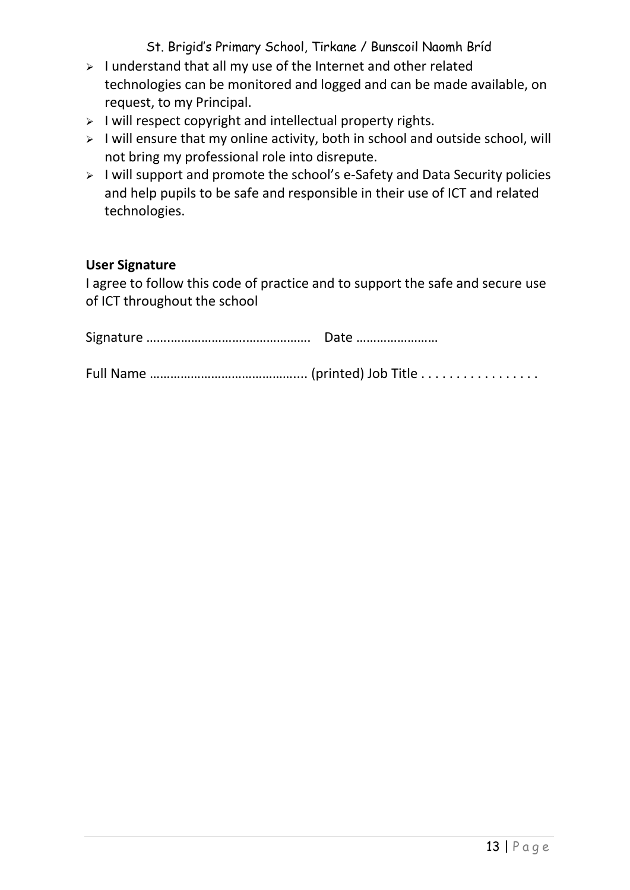- I understand that all my use of the Internet and other related technologies can be monitored and logged and can be made available, on request, to my Principal.
- I will respect copyright and intellectual property rights.
- I will ensure that my online activity, both in school and outside school, will not bring my professional role into disrepute.
- I will support and promote the school's e-Safety and Data Security policies and help pupils to be safe and responsible in their use of ICT and related technologies.

**User Signature**

I agree to follow this code of practice and to support the safe and secure use of ICT throughout the school

Signature ………………………………………… Date ……………………

Full Name …………………………………….... (printed) Job Title . . . . . . . . . . . . . . . . .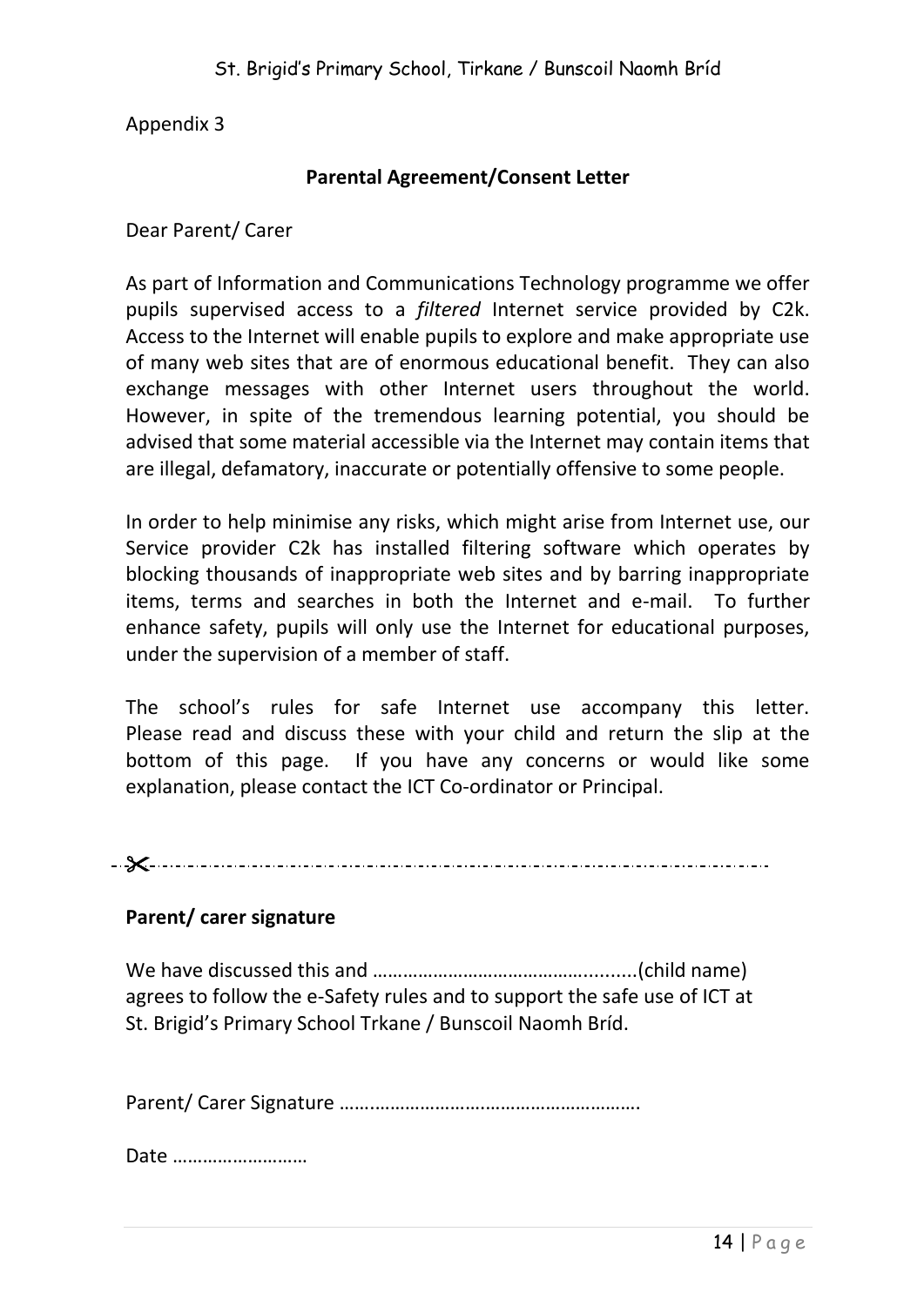Appendix 3

## Parental Agreement/Consent Letter

Dear Parent/ Carer

As part of Information and Communications Technology programme we offer pupils supervised access to a *filtered* Internet service provided by C2k. Access to the Internet will enable pupils to explore and make appropriate use of many web sites that are of enormous educational benefit. They can also exchange messages with other Internet users throughout the world. However, in spite of the tremendous learning potential, you should be advised that some material accessible via the Internet may contain items that are illegal, defamatory, inaccurate or potentially offensive to some people.

In order to help minimise any risks, which might arise from Internet use, our Service provider C2k has installed filtering software which operates by blocking thousands of inappropriate web sites and by barring inappropriate items, terms and searches in both the Internet and e-mail. To further enhance safety, pupils will only use the Internet for educational purposes, under the supervision of a member of staff.

The school's rules for safe Internet use accompany this letter. Please read and discuss these with your child and return the slip at the bottom of this page. If you have any concerns or would like some explanation, please contact the ICT Co-ordinator or Principal.

✂---------------------------------------------------------------------------------------------------

**Parent/ carer signature**

We have discussed this and ………………………………………........(child name) agrees to follow the e-Safety rules and to support the safe use of ICT at St. Brigid's Primary School Trkane / Bunscoil Naomh Bríd.

Parent/ Carer Signature ……..……………………………………………….

Date ………………………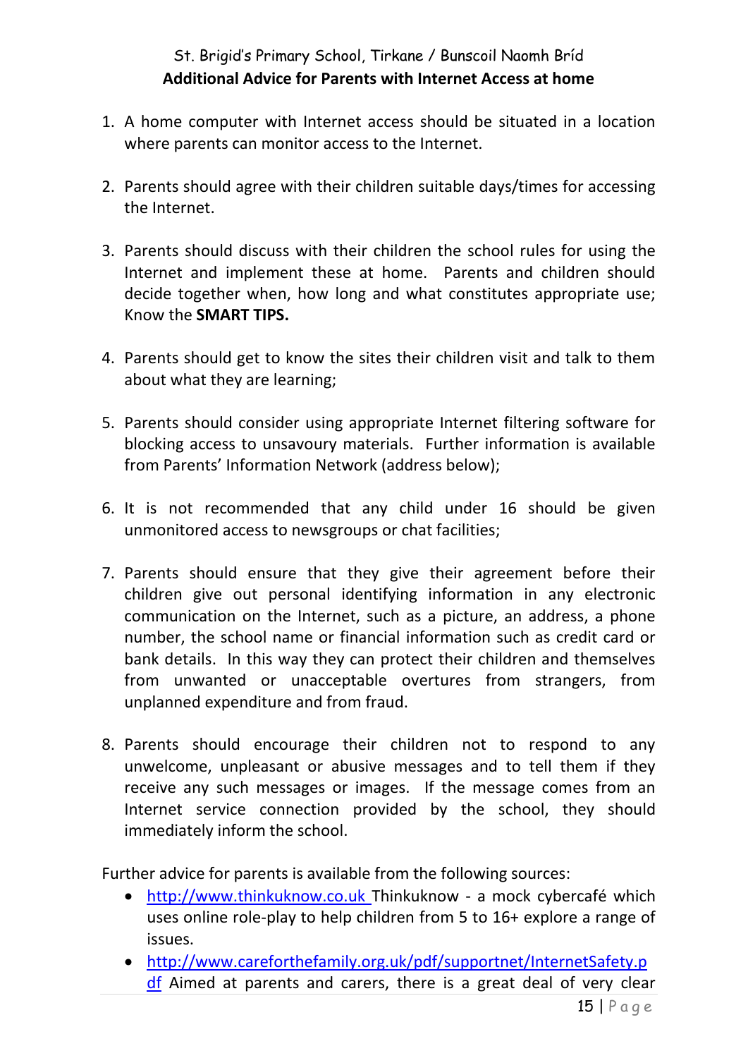St. Brigid's Primary School, Tirkane / Bunscoil Naomh Bríd

**Additional Advice for Parents with Internet Access at home**

1. A home computer with Internet access should be situated in a location where parents can monitor access to the Internet.

2. Parents should agree with their children suitable days/times for accessing the Internet.

3. Parents should discuss with their children the school rules for using the Internet and implement these at home. Parents and children should decide together when, how long and what constitutes appropriate use; Know the **SMART TIPS.**

4. Parents should get to know the sites their children visit and talk to them about what they are learning;

5. Parents should consider using appropriate Internet filtering software for blocking access to unsavoury materials. Further information is available from Parents' Information Network (address below);

6. It is not recommended that any child under 16 should be given unmonitored access to newsgroups or chat facilities;

7. Parents should ensure that they give their agreement before their children give out personal identifying information in any electronic communication on the Internet, such as a picture, an address, a phone number, the school name or financial information such as credit card or bank details. In this way they can protect their children and themselves from unwanted or unacceptable overtures from strangers, from unplanned expenditure and from fraud.

8. Parents should encourage their children not to respond to any unwelcome, unpleasant or abusive messages and to tell them if they receive any such messages or images. If the message comes from an Internet service connection provided by the school, they should immediately inform the school.

Further advice for parents is available from the following sources:

- http://www.thinkuknow.co.uk Thinkuknow - a mock cybercafé which uses online role-play to help children from 5 to 16+ explore a range of issues.
- http://www.careforthefamily.org.uk/pdf/supportnet/InternetSafety.pdf Aimed at parents and carers, there is a great deal of very clear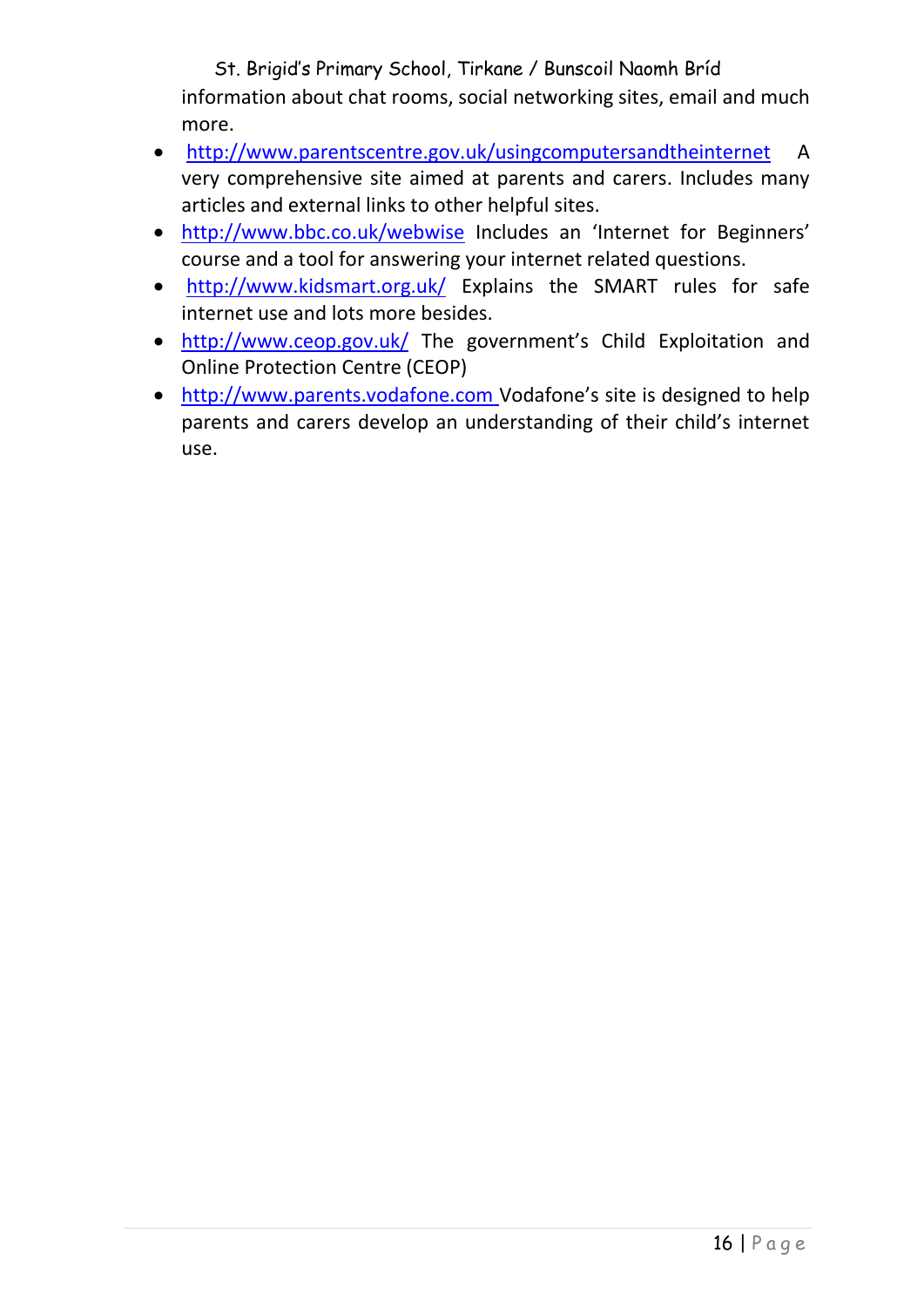information about chat rooms, social networking sites, email and much more.

- http://www.parentscentre.gov.uk/usingcomputersandtheinternet A very comprehensive site aimed at parents and carers. Includes many articles and external links to other helpful sites.
- http://www.bbc.co.uk/webwise Includes an 'Internet for Beginners' course and a tool for answering your internet related questions.
- http://www.kidsmart.org.uk/ Explains the SMART rules for safe internet use and lots more besides.
- http://www.ceop.gov.uk/ The government's Child Exploitation and Online Protection Centre (CEOP)
- http://www.parents.vodafone.com Vodafone's site is designed to help parents and carers develop an understanding of their child's internet use.